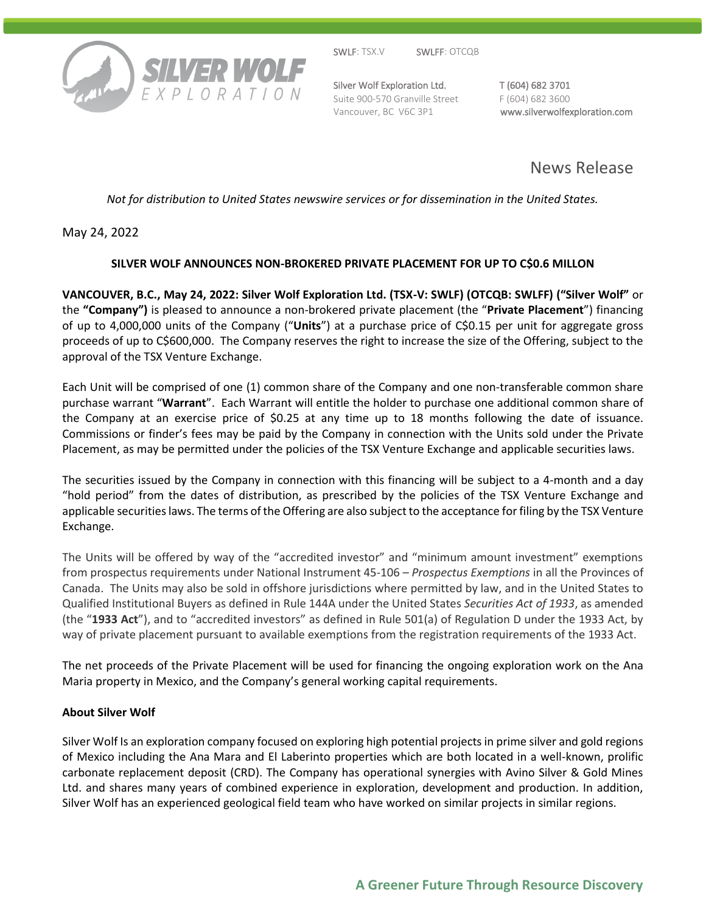SWLF: TSX.V SWLFF: OTCQB

Silver Wolf Exploration Ltd.
Suite 900-570 Granville Street
Vancouver, BC V6C 3P1

T (604) 682 3701
F (604) 682 3600
www.silverwolfexploration.com

News Release

*Not for distribution to United States newswire services or for dissemination in the United States.*

May 24, 2022

**SILVER WOLF ANNOUNCES NON-BROKERED PRIVATE PLACEMENT FOR UP TO C$0.6 MILLON**

**VANCOUVER, B.C., May 24, 2022: Silver Wolf Exploration Ltd. (TSX-V: SWLF) (OTCQB: SWLFF) ("Silver Wolf"** or the **"Company")** is pleased to announce a non-brokered private placement (the "**Private Placement**") financing of up to 4,000,000 units of the Company ("**Units**") at a purchase price of C$0.15 per unit for aggregate gross proceeds of up to C$600,000. The Company reserves the right to increase the size of the Offering, subject to the approval of the TSX Venture Exchange.

Each Unit will be comprised of one (1) common share of the Company and one non-transferable common share purchase warrant "**Warrant**". Each Warrant will entitle the holder to purchase one additional common share of the Company at an exercise price of $0.25 at any time up to 18 months following the date of issuance. Commissions or finder's fees may be paid by the Company in connection with the Units sold under the Private Placement, as may be permitted under the policies of the TSX Venture Exchange and applicable securities laws.

The securities issued by the Company in connection with this financing will be subject to a 4-month and a day "hold period" from the dates of distribution, as prescribed by the policies of the TSX Venture Exchange and applicable securities laws. The terms of the Offering are also subject to the acceptance for filing by the TSX Venture Exchange.

The Units will be offered by way of the "accredited investor" and "minimum amount investment" exemptions from prospectus requirements under National Instrument 45-106 – *Prospectus Exemptions* in all the Provinces of Canada. The Units may also be sold in offshore jurisdictions where permitted by law, and in the United States to Qualified Institutional Buyers as defined in Rule 144A under the United States *Securities Act of 1933*, as amended (the "**1933 Act**"), and to "accredited investors" as defined in Rule 501(a) of Regulation D under the 1933 Act, by way of private placement pursuant to available exemptions from the registration requirements of the 1933 Act.

The net proceeds of the Private Placement will be used for financing the ongoing exploration work on the Ana Maria property in Mexico, and the Company's general working capital requirements.

**About Silver Wolf**

Silver Wolf Is an exploration company focused on exploring high potential projects in prime silver and gold regions of Mexico including the Ana Mara and El Laberinto properties which are both located in a well-known, prolific carbonate replacement deposit (CRD). The Company has operational synergies with Avino Silver & Gold Mines Ltd. and shares many years of combined experience in exploration, development and production. In addition, Silver Wolf has an experienced geological field team who have worked on similar projects in similar regions.

**A Greener Future Through Resource Discovery**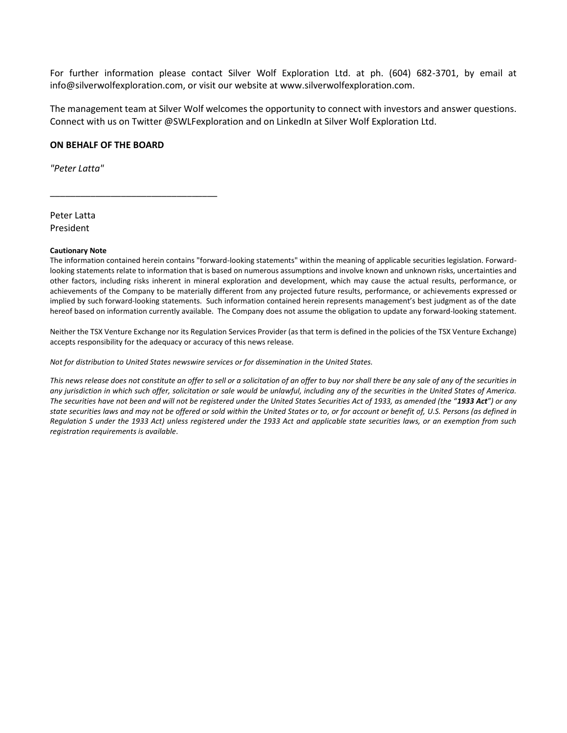For further information please contact Silver Wolf Exploration Ltd. at ph. (604) 682-3701, by email at info@silverwolfexploration.com, or visit our website at www.silverwolfexploration.com.

The management team at Silver Wolf welcomes the opportunity to connect with investors and answer questions. Connect with us on Twitter @SWLFexploration and on LinkedIn at Silver Wolf Exploration Ltd.

**ON BEHALF OF THE BOARD**

*"Peter Latta"*

___________________________________

Peter Latta
President

**Cautionary Note**

The information contained herein contains "forward-looking statements" within the meaning of applicable securities legislation. Forward-looking statements relate to information that is based on numerous assumptions and involve known and unknown risks, uncertainties and other factors, including risks inherent in mineral exploration and development, which may cause the actual results, performance, or achievements of the Company to be materially different from any projected future results, performance, or achievements expressed or implied by such forward-looking statements. Such information contained herein represents management's best judgment as of the date hereof based on information currently available. The Company does not assume the obligation to update any forward-looking statement.

Neither the TSX Venture Exchange nor its Regulation Services Provider (as that term is defined in the policies of the TSX Venture Exchange) accepts responsibility for the adequacy or accuracy of this news release.

*Not for distribution to United States newswire services or for dissemination in the United States.*

*This news release does not constitute an offer to sell or a solicitation of an offer to buy nor shall there be any sale of any of the securities in any jurisdiction in which such offer, solicitation or sale would be unlawful, including any of the securities in the United States of America. The securities have not been and will not be registered under the United States Securities Act of 1933, as amended (the "**1933 Act**") or any state securities laws and may not be offered or sold within the United States or to, or for account or benefit of, U.S. Persons (as defined in Regulation S under the 1933 Act) unless registered under the 1933 Act and applicable state securities laws, or an exemption from such registration requirements is available.*